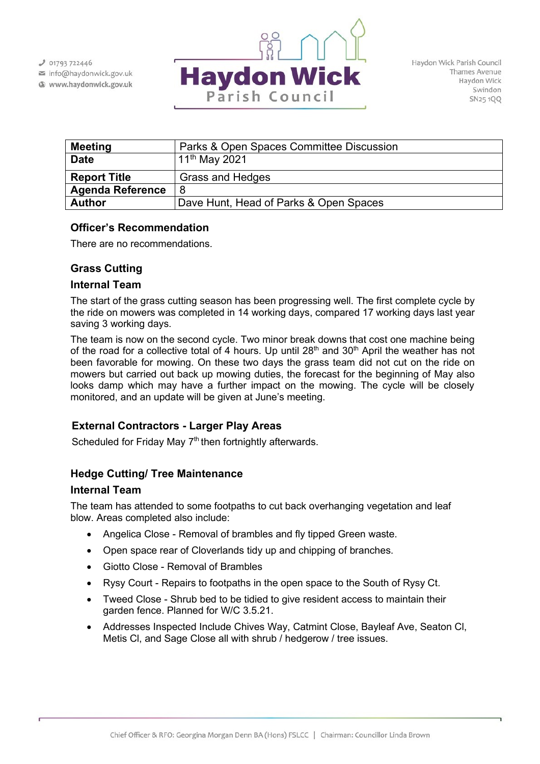| Meeting | Parks & Open Spaces Committee Discussion |
|---|---|
| Date | 11th May 2021 |
| Report Title | Grass and Hedges |
| Agenda Reference | 8 |
| Author | Dave Hunt, Head of Parks & Open Spaces |

### Officer's Recommendation

There are no recommendations.

### Grass Cutting

### Internal Team

The start of the grass cutting season has been progressing well. The first complete cycle by the ride on mowers was completed in 14 working days, compared 17 working days last year saving 3 working days.

The team is now on the second cycle. Two minor break downs that cost one machine being of the road for a collective total of 4 hours. Up until 28th and 30th April the weather has not been favorable for mowing. On these two days the grass team did not cut on the ride on mowers but carried out back up mowing duties, the forecast for the beginning of May also looks damp which may have a further impact on the mowing. The cycle will be closely monitored, and an update will be given at June's meeting.

### External Contractors - Larger Play Areas

Scheduled for Friday May 7th then fortnightly afterwards.

### Hedge Cutting/ Tree Maintenance

### Internal Team

The team has attended to some footpaths to cut back overhanging vegetation and leaf blow. Areas completed also include:

- Angelica Close - Removal of brambles and fly tipped Green waste.
- Open space rear of Cloverlands tidy up and chipping of branches.
- Giotto Close - Removal of Brambles
- Rysy Court - Repairs to footpaths in the open space to the South of Rysy Ct.
- Tweed Close - Shrub bed to be tidied to give resident access to maintain their garden fence. Planned for W/C 3.5.21.
- Addresses Inspected Include Chives Way, Catmint Close, Bayleaf Ave, Seaton Cl, Metis Cl, and Sage Close all with shrub / hedgerow / tree issues.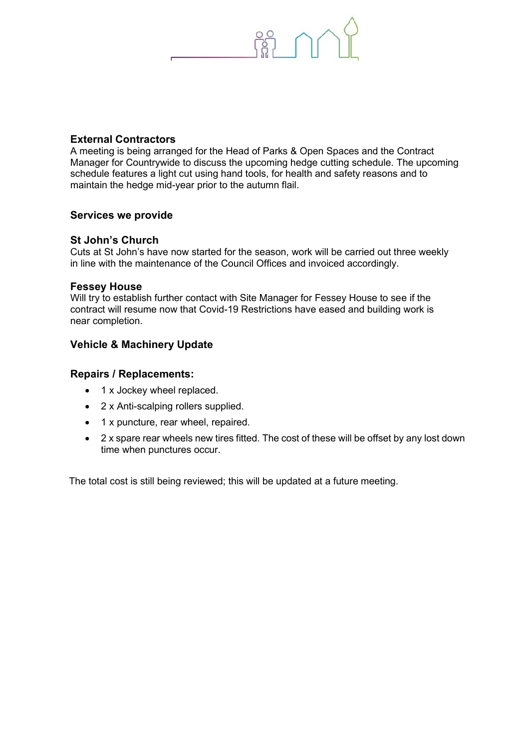### External Contractors

A meeting is being arranged for the Head of Parks & Open Spaces and the Contract Manager for Countrywide to discuss the upcoming hedge cutting schedule. The upcoming schedule features a light cut using hand tools, for health and safety reasons and to maintain the hedge mid-year prior to the autumn flail.

## Services we provide

### St John's Church

Cuts at St John's have now started for the season, work will be carried out three weekly in line with the maintenance of the Council Offices and invoiced accordingly.

### Fessey House

Will try to establish further contact with Site Manager for Fessey House to see if the contract will resume now that Covid-19 Restrictions have eased and building work is near completion.

## Vehicle & Machinery Update

### Repairs / Replacements:

- 1 x Jockey wheel replaced.
- 2 x Anti-scalping rollers supplied.
- 1 x puncture, rear wheel, repaired.
- 2 x spare rear wheels new tires fitted. The cost of these will be offset by any lost down time when punctures occur.

The total cost is still being reviewed; this will be updated at a future meeting.